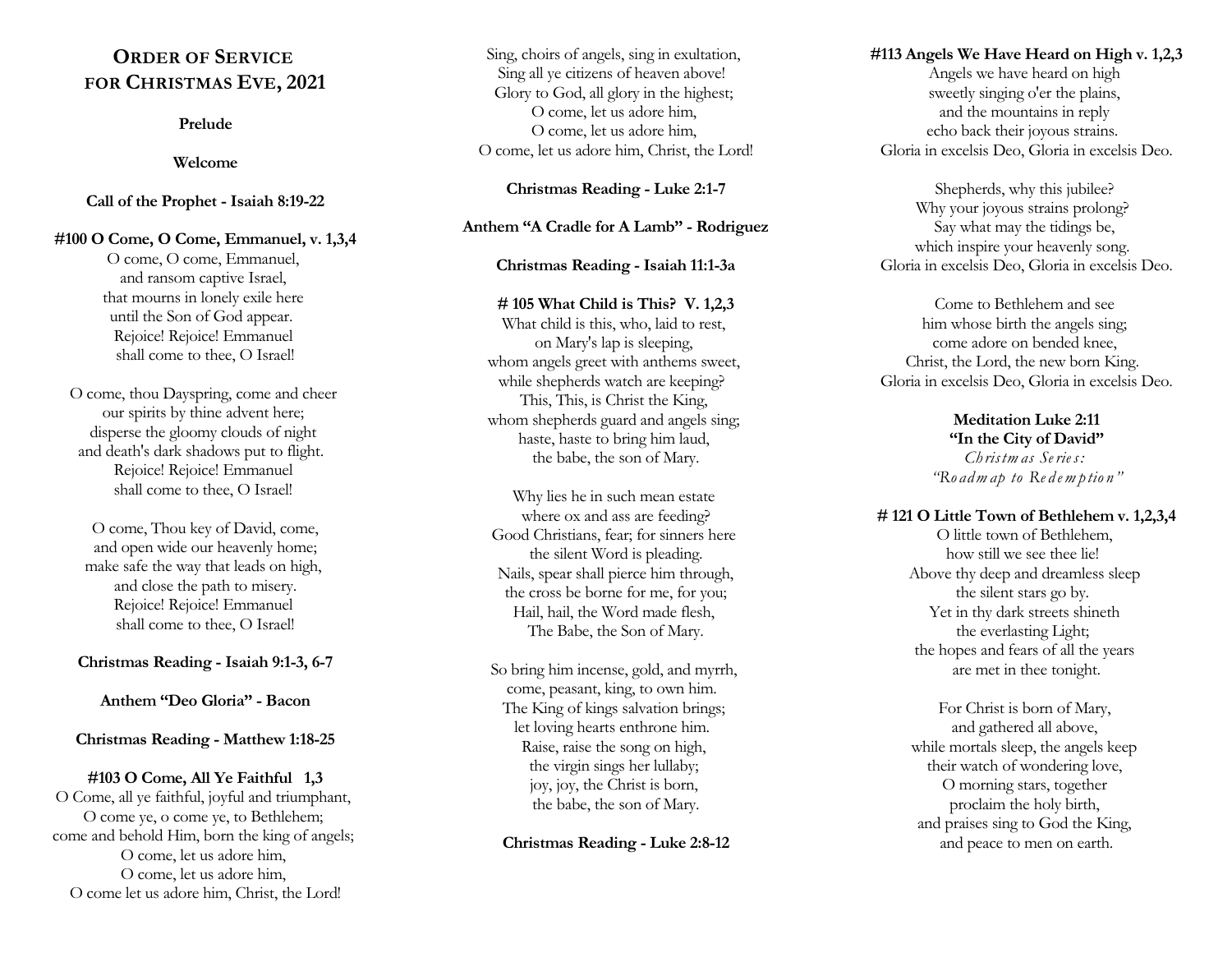# ORDER OF SERVICE FOR CHRISTMAS EVE, 2021

**Prelude**

**Welcome**

**Call of the Prophet - Isaiah 8:19-22**

**#100 O Come, O Come, Emmanuel, v. 1,3,4**

O come, O come, Emmanuel,
and ransom captive Israel,
that mourns in lonely exile here
until the Son of God appear.
Rejoice! Rejoice! Emmanuel
shall come to thee, O Israel!

O come, thou Dayspring, come and cheer
our spirits by thine advent here;
disperse the gloomy clouds of night
and death's dark shadows put to flight.
Rejoice! Rejoice! Emmanuel
shall come to thee, O Israel!

O come, Thou key of David, come,
and open wide our heavenly home;
make safe the way that leads on high,
and close the path to misery.
Rejoice! Rejoice! Emmanuel
shall come to thee, O Israel!

**Christmas Reading - Isaiah 9:1-3, 6-7**

**Anthem "Deo Gloria" - Bacon**

**Christmas Reading - Matthew 1:18-25**

**#103 O Come, All Ye Faithful 1,3**

O Come, all ye faithful, joyful and triumphant,
O come ye, o come ye, to Bethlehem;
come and behold Him, born the king of angels;
O come, let us adore him,
O come, let us adore him,
O come let us adore him, Christ, the Lord!

Sing, choirs of angels, sing in exultation,
Sing all ye citizens of heaven above!
Glory to God, all glory in the highest;
O come, let us adore him,
O come, let us adore him,
O come, let us adore him, Christ, the Lord!

**Christmas Reading - Luke 2:1-7**

**Anthem "A Cradle for A Lamb" - Rodriguez**

**Christmas Reading - Isaiah 11:1-3a**

**# 105 What Child is This? V. 1,2,3**

What child is this, who, laid to rest,
on Mary's lap is sleeping,
whom angels greet with anthems sweet,
while shepherds watch are keeping?
This, This, is Christ the King,
whom shepherds guard and angels sing;
haste, haste to bring him laud,
the babe, the son of Mary.

Why lies he in such mean estate
where ox and ass are feeding?
Good Christians, fear; for sinners here
the silent Word is pleading.
Nails, spear shall pierce him through,
the cross be borne for me, for you;
Hail, hail, the Word made flesh,
The Babe, the Son of Mary.

So bring him incense, gold, and myrrh,
come, peasant, king, to own him.
The King of kings salvation brings;
let loving hearts enthrone him.
Raise, raise the song on high,
the virgin sings her lullaby;
joy, joy, the Christ is born,
the babe, the son of Mary.

**Christmas Reading - Luke 2:8-12**

**#113 Angels We Have Heard on High v. 1,2,3**

Angels we have heard on high
sweetly singing o'er the plains,
and the mountains in reply
echo back their joyous strains.
Gloria in excelsis Deo, Gloria in excelsis Deo.

Shepherds, why this jubilee?
Why your joyous strains prolong?
Say what may the tidings be,
which inspire your heavenly song.
Gloria in excelsis Deo, Gloria in excelsis Deo.

Come to Bethlehem and see
him whose birth the angels sing;
come adore on bended knee,
Christ, the Lord, the new born King.
Gloria in excelsis Deo, Gloria in excelsis Deo.

**Meditation Luke 2:11**
**"In the City of David"**
*Christmas Series:*
*"Roadmap to Redemption"*

**# 121 O Little Town of Bethlehem v. 1,2,3,4**

O little town of Bethlehem,
how still we see thee lie!
Above thy deep and dreamless sleep
the silent stars go by.
Yet in thy dark streets shineth
the everlasting Light;
the hopes and fears of all the years
are met in thee tonight.

For Christ is born of Mary,
and gathered all above,
while mortals sleep, the angels keep
their watch of wondering love,
O morning stars, together
proclaim the holy birth,
and praises sing to God the King,
and peace to men on earth.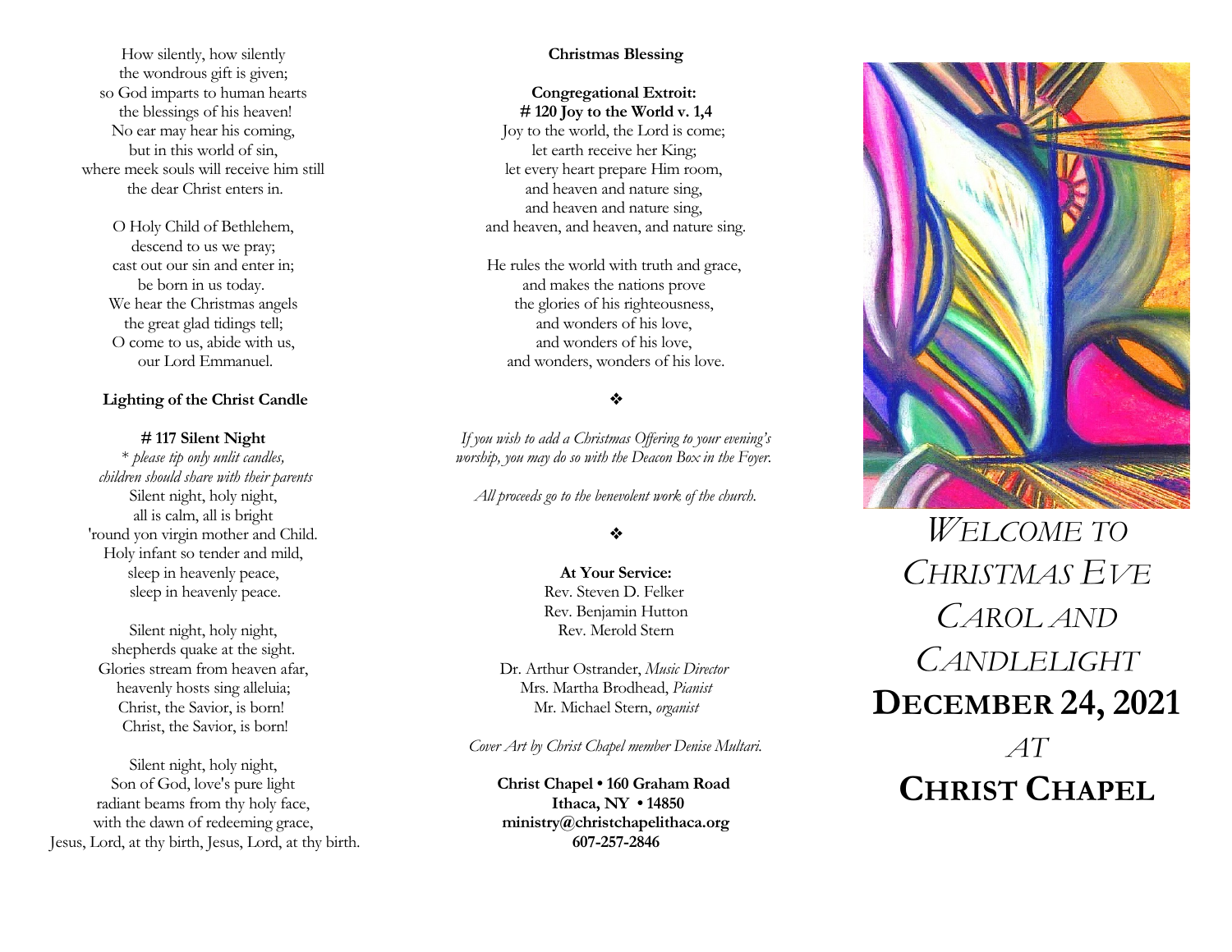How silently, how silently
the wondrous gift is given;
so God imparts to human hearts
the blessings of his heaven!
No ear may hear his coming,
but in this world of sin,
where meek souls will receive him still
the dear Christ enters in.

O Holy Child of Bethlehem,
descend to us we pray;
cast out our sin and enter in;
be born in us today.
We hear the Christmas angels
the great glad tidings tell;
O come to us, abide with us,
our Lord Emmanuel.

**Lighting of the Christ Candle**

**# 117 Silent Night**
*\* please tip only unlit candles,*
*children should share with their parents*

Silent night, holy night,
all is calm, all is bright
'round yon virgin mother and Child.
Holy infant so tender and mild,
sleep in heavenly peace,
sleep in heavenly peace.

Silent night, holy night,
shepherds quake at the sight.
Glories stream from heaven afar,
heavenly hosts sing alleluia;
Christ, the Savior, is born!
Christ, the Savior, is born!

Silent night, holy night,
Son of God, love's pure light
radiant beams from thy holy face,
with the dawn of redeeming grace,
Jesus, Lord, at thy birth, Jesus, Lord, at thy birth.

**Christmas Blessing**

**Congregational Extroit:**
**# 120 Joy to the World v. 1,4**

Joy to the world, the Lord is come;
let earth receive her King;
let every heart prepare Him room,
and heaven and nature sing,
and heaven and nature sing,
and heaven, and heaven, and nature sing.

He rules the world with truth and grace,
and makes the nations prove
the glories of his righteousness,
and wonders of his love,
and wonders of his love,
and wonders, wonders of his love.

❖

*If you wish to add a Christmas Offering to your evening's worship, you may do so with the Deacon Box in the Foyer.*

*All proceeds go to the benevolent work of the church.*

❖

**At Your Service:**
Rev. Steven D. Felker
Rev. Benjamin Hutton
Rev. Merold Stern

Dr. Arthur Ostrander, *Music Director*
Mrs. Martha Brodhead, *Pianist*
Mr. Michael Stern, *organist*

*Cover Art by Christ Chapel member Denise Multari.*

**Christ Chapel • 160 Graham Road**
**Ithaca, NY • 14850**
**ministry@christchapelithaca.org**
**607-257-2846**

# *WELCOME TO CHRISTMAS EVE CAROL AND CANDLELIGHT*
# **DECEMBER 24, 2021**
*AT*
# **CHRIST CHAPEL**